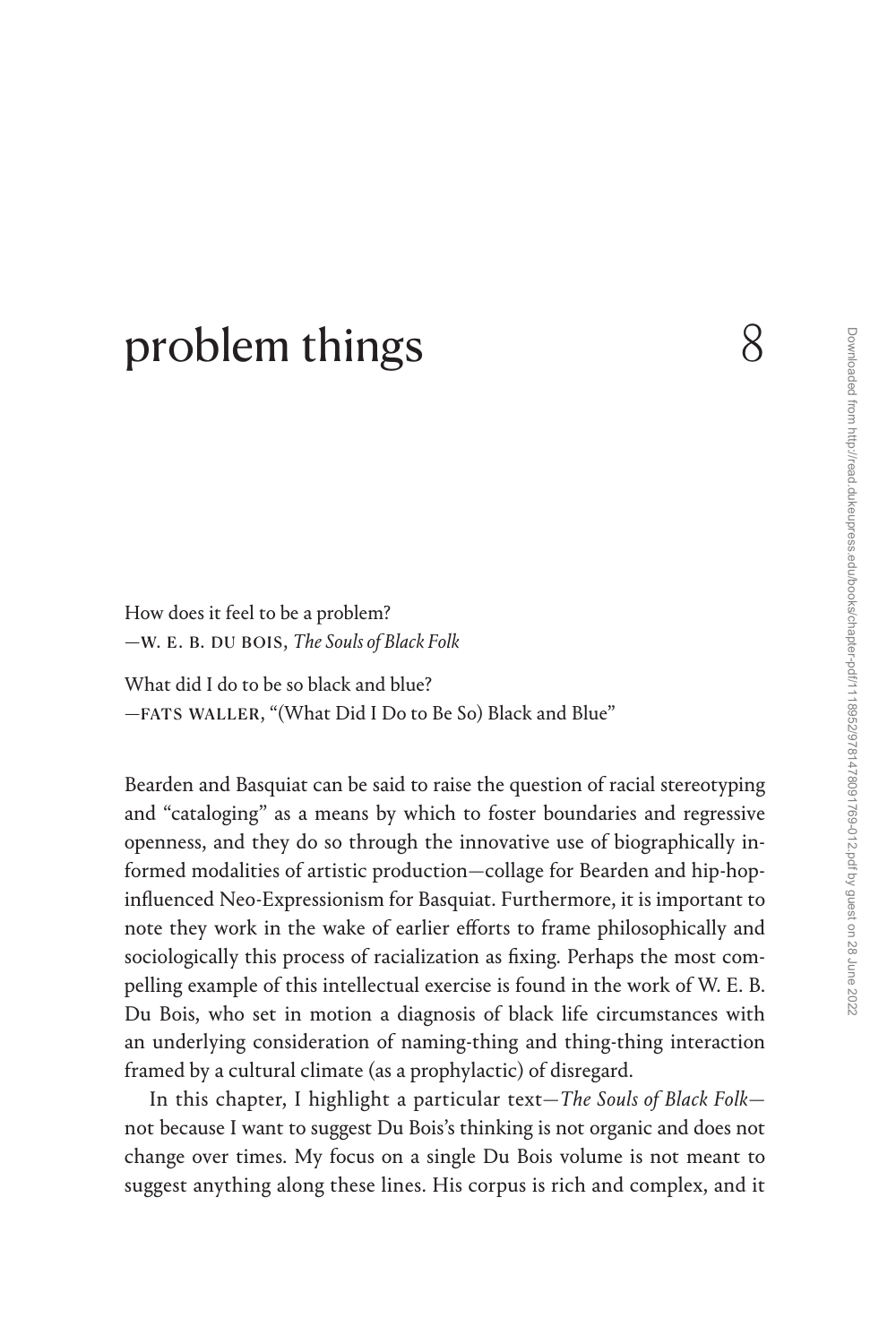# problem things 8

How does it feel to be a problem?
—W. E. B. DU BOIS, *The Souls of Black Folk*

What did I do to be so black and blue?
—FATS WALLER, "(What Did I Do to Be So) Black and Blue"

Bearden and Basquiat can be said to raise the question of racial stereotyping and "cataloging" as a means by which to foster boundaries and regressive openness, and they do so through the innovative use of biographically informed modalities of artistic production—collage for Bearden and hip-hop-influenced Neo-Expressionism for Basquiat. Furthermore, it is important to note they work in the wake of earlier efforts to frame philosophically and sociologically this process of racialization as fixing. Perhaps the most compelling example of this intellectual exercise is found in the work of W. E. B. Du Bois, who set in motion a diagnosis of black life circumstances with an underlying consideration of naming-thing and thing-thing interaction framed by a cultural climate (as a prophylactic) of disregard.

In this chapter, I highlight a particular text—*The Souls of Black Folk*—not because I want to suggest Du Bois's thinking is not organic and does not change over times. My focus on a single Du Bois volume is not meant to suggest anything along these lines. His corpus is rich and complex, and it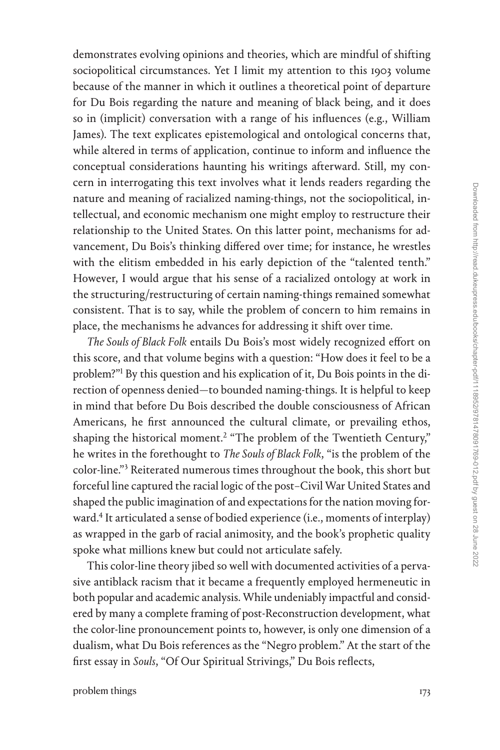demonstrates evolving opinions and theories, which are mindful of shifting sociopolitical circumstances. Yet I limit my attention to this 1903 volume because of the manner in which it outlines a theoretical point of departure for Du Bois regarding the nature and meaning of black being, and it does so in (implicit) conversation with a range of his influences (e.g., William James). The text explicates epistemological and ontological concerns that, while altered in terms of application, continue to inform and influence the conceptual considerations haunting his writings afterward. Still, my concern in interrogating this text involves what it lends readers regarding the nature and meaning of racialized naming-things, not the sociopolitical, intellectual, and economic mechanism one might employ to restructure their relationship to the United States. On this latter point, mechanisms for advancement, Du Bois's thinking differed over time; for instance, he wrestles with the elitism embedded in his early depiction of the "talented tenth." However, I would argue that his sense of a racialized ontology at work in the structuring/restructuring of certain naming-things remained somewhat consistent. That is to say, while the problem of concern to him remains in place, the mechanisms he advances for addressing it shift over time.

*The Souls of Black Folk* entails Du Bois's most widely recognized effort on this score, and that volume begins with a question: "How does it feel to be a problem?"[1] By this question and his explication of it, Du Bois points in the direction of openness denied—to bounded naming-things. It is helpful to keep in mind that before Du Bois described the double consciousness of African Americans, he first announced the cultural climate, or prevailing ethos, shaping the historical moment.[2] "The problem of the Twentieth Century," he writes in the forethought to *The Souls of Black Folk*, "is the problem of the color-line."[3] Reiterated numerous times throughout the book, this short but forceful line captured the racial logic of the post–Civil War United States and shaped the public imagination of and expectations for the nation moving forward.[4] It articulated a sense of bodied experience (i.e., moments of interplay) as wrapped in the garb of racial animosity, and the book's prophetic quality spoke what millions knew but could not articulate safely.

This color-line theory jibed so well with documented activities of a pervasive antiblack racism that it became a frequently employed hermeneutic in both popular and academic analysis. While undeniably impactful and considered by many a complete framing of post-Reconstruction development, what the color-line pronouncement points to, however, is only one dimension of a dualism, what Du Bois references as the "Negro problem." At the start of the first essay in *Souls*, "Of Our Spiritual Strivings," Du Bois reflects,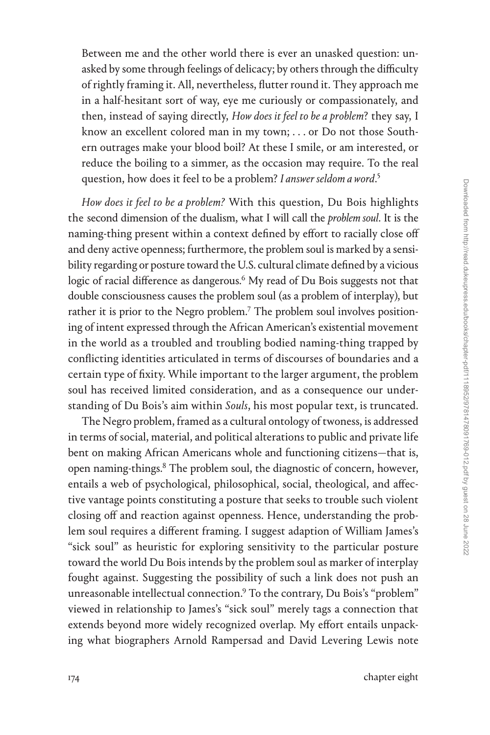Between me and the other world there is ever an unasked question: unasked by some through feelings of delicacy; by others through the difficulty of rightly framing it. All, nevertheless, flutter round it. They approach me in a half-hesitant sort of way, eye me curiously or compassionately, and then, instead of saying directly, *How does it feel to be a problem*? they say, I know an excellent colored man in my town; . . . or Do not those Southern outrages make your blood boil? At these I smile, or am interested, or reduce the boiling to a simmer, as the occasion may require. To the real question, how does it feel to be a problem? *I answer seldom a word*.[5]

*How does it feel to be a problem?* With this question, Du Bois highlights the second dimension of the dualism, what I will call the *problem soul*. It is the naming-thing present within a context defined by effort to racially close off and deny active openness; furthermore, the problem soul is marked by a sensibility regarding or posture toward the U.S. cultural climate defined by a vicious logic of racial difference as dangerous.[6] My read of Du Bois suggests not that double consciousness causes the problem soul (as a problem of interplay), but rather it is prior to the Negro problem.[7] The problem soul involves positioning of intent expressed through the African American's existential movement in the world as a troubled and troubling bodied naming-thing trapped by conflicting identities articulated in terms of discourses of boundaries and a certain type of fixity. While important to the larger argument, the problem soul has received limited consideration, and as a consequence our understanding of Du Bois's aim within *Souls*, his most popular text, is truncated.

The Negro problem, framed as a cultural ontology of twoness, is addressed in terms of social, material, and political alterations to public and private life bent on making African Americans whole and functioning citizens—that is, open naming-things.[8] The problem soul, the diagnostic of concern, however, entails a web of psychological, philosophical, social, theological, and affective vantage points constituting a posture that seeks to trouble such violent closing off and reaction against openness. Hence, understanding the problem soul requires a different framing. I suggest adaption of William James's "sick soul" as heuristic for exploring sensitivity to the particular posture toward the world Du Bois intends by the problem soul as marker of interplay fought against. Suggesting the possibility of such a link does not push an unreasonable intellectual connection.[9] To the contrary, Du Bois's "problem" viewed in relationship to James's "sick soul" merely tags a connection that extends beyond more widely recognized overlap. My effort entails unpacking what biographers Arnold Rampersad and David Levering Lewis note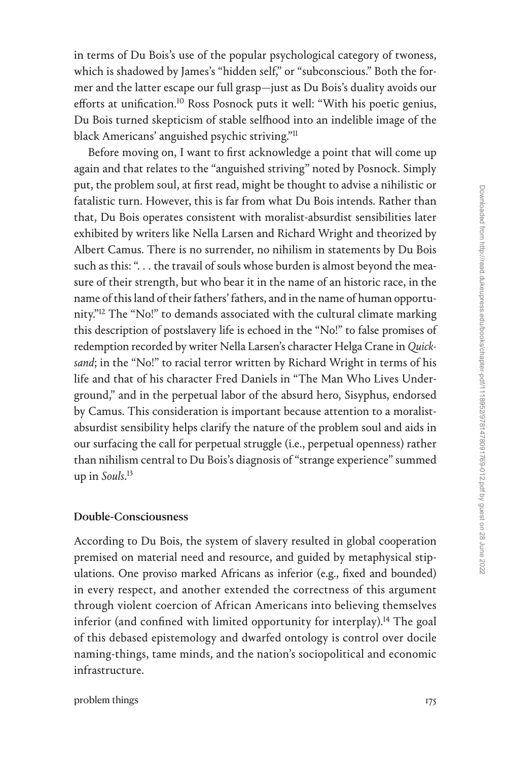in terms of Du Bois's use of the popular psychological category of twoness, which is shadowed by James's "hidden self," or "subconscious." Both the former and the latter escape our full grasp—just as Du Bois's duality avoids our efforts at unification.[10] Ross Posnock puts it well: "With his poetic genius, Du Bois turned skepticism of stable selfhood into an indelible image of the black Americans' anguished psychic striving."[11]

Before moving on, I want to first acknowledge a point that will come up again and that relates to the "anguished striving" noted by Posnock. Simply put, the problem soul, at first read, might be thought to advise a nihilistic or fatalistic turn. However, this is far from what Du Bois intends. Rather than that, Du Bois operates consistent with moralist-absurdist sensibilities later exhibited by writers like Nella Larsen and Richard Wright and theorized by Albert Camus. There is no surrender, no nihilism in statements by Du Bois such as this: ". . . the travail of souls whose burden is almost beyond the measure of their strength, but who bear it in the name of an historic race, in the name of this land of their fathers' fathers, and in the name of human opportunity."[12] The "No!" to demands associated with the cultural climate marking this description of postslavery life is echoed in the "No!" to false promises of redemption recorded by writer Nella Larsen's character Helga Crane in *Quicksand*; in the "No!" to racial terror written by Richard Wright in terms of his life and that of his character Fred Daniels in "The Man Who Lives Underground," and in the perpetual labor of the absurd hero, Sisyphus, endorsed by Camus. This consideration is important because attention to a moralist-absurdist sensibility helps clarify the nature of the problem soul and aids in our surfacing the call for perpetual struggle (i.e., perpetual openness) rather than nihilism central to Du Bois's diagnosis of "strange experience" summed up in *Souls*.[13]

## Double-Consciousness

According to Du Bois, the system of slavery resulted in global cooperation premised on material need and resource, and guided by metaphysical stipulations. One proviso marked Africans as inferior (e.g., fixed and bounded) in every respect, and another extended the correctness of this argument through violent coercion of African Americans into believing themselves inferior (and confined with limited opportunity for interplay).[14] The goal of this debased epistemology and dwarfed ontology is control over docile naming-things, tame minds, and the nation's sociopolitical and economic infrastructure.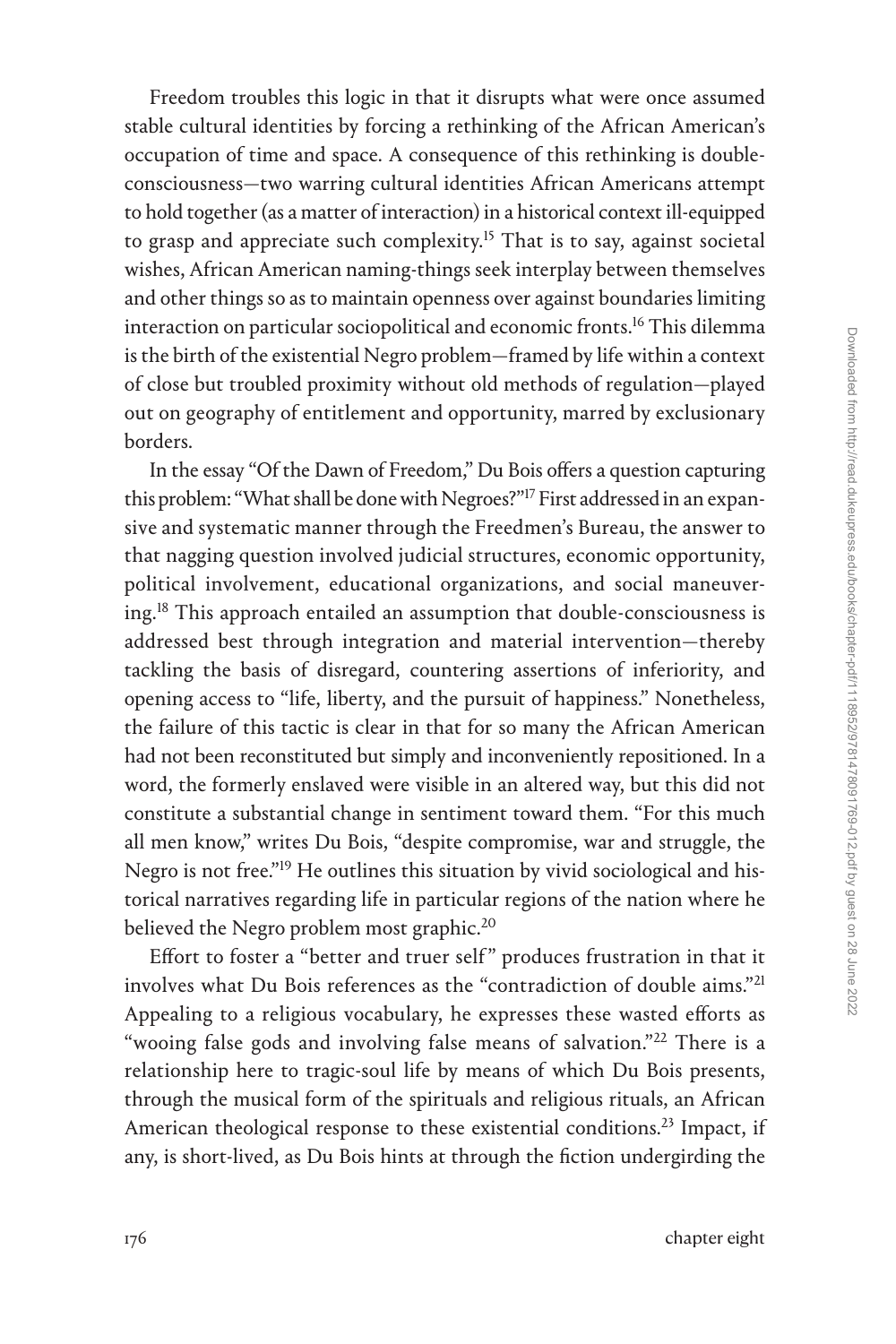Freedom troubles this logic in that it disrupts what were once assumed stable cultural identities by forcing a rethinking of the African American's occupation of time and space. A consequence of this rethinking is double-consciousness—two warring cultural identities African Americans attempt to hold together (as a matter of interaction) in a historical context ill-equipped to grasp and appreciate such complexity.[15] That is to say, against societal wishes, African American naming-things seek interplay between themselves and other things so as to maintain openness over against boundaries limiting interaction on particular sociopolitical and economic fronts.[16] This dilemma is the birth of the existential Negro problem—framed by life within a context of close but troubled proximity without old methods of regulation—played out on geography of entitlement and opportunity, marred by exclusionary borders.

In the essay "Of the Dawn of Freedom," Du Bois offers a question capturing this problem: "What shall be done with Negroes?"[17] First addressed in an expansive and systematic manner through the Freedmen's Bureau, the answer to that nagging question involved judicial structures, economic opportunity, political involvement, educational organizations, and social maneuvering.[18] This approach entailed an assumption that double-consciousness is addressed best through integration and material intervention—thereby tackling the basis of disregard, countering assertions of inferiority, and opening access to "life, liberty, and the pursuit of happiness." Nonetheless, the failure of this tactic is clear in that for so many the African American had not been reconstituted but simply and inconveniently repositioned. In a word, the formerly enslaved were visible in an altered way, but this did not constitute a substantial change in sentiment toward them. "For this much all men know," writes Du Bois, "despite compromise, war and struggle, the Negro is not free."[19] He outlines this situation by vivid sociological and historical narratives regarding life in particular regions of the nation where he believed the Negro problem most graphic.[20]

Effort to foster a "better and truer self" produces frustration in that it involves what Du Bois references as the "contradiction of double aims."[21] Appealing to a religious vocabulary, he expresses these wasted efforts as "wooing false gods and involving false means of salvation."[22] There is a relationship here to tragic-soul life by means of which Du Bois presents, through the musical form of the spirituals and religious rituals, an African American theological response to these existential conditions.[23] Impact, if any, is short-lived, as Du Bois hints at through the fiction undergirding the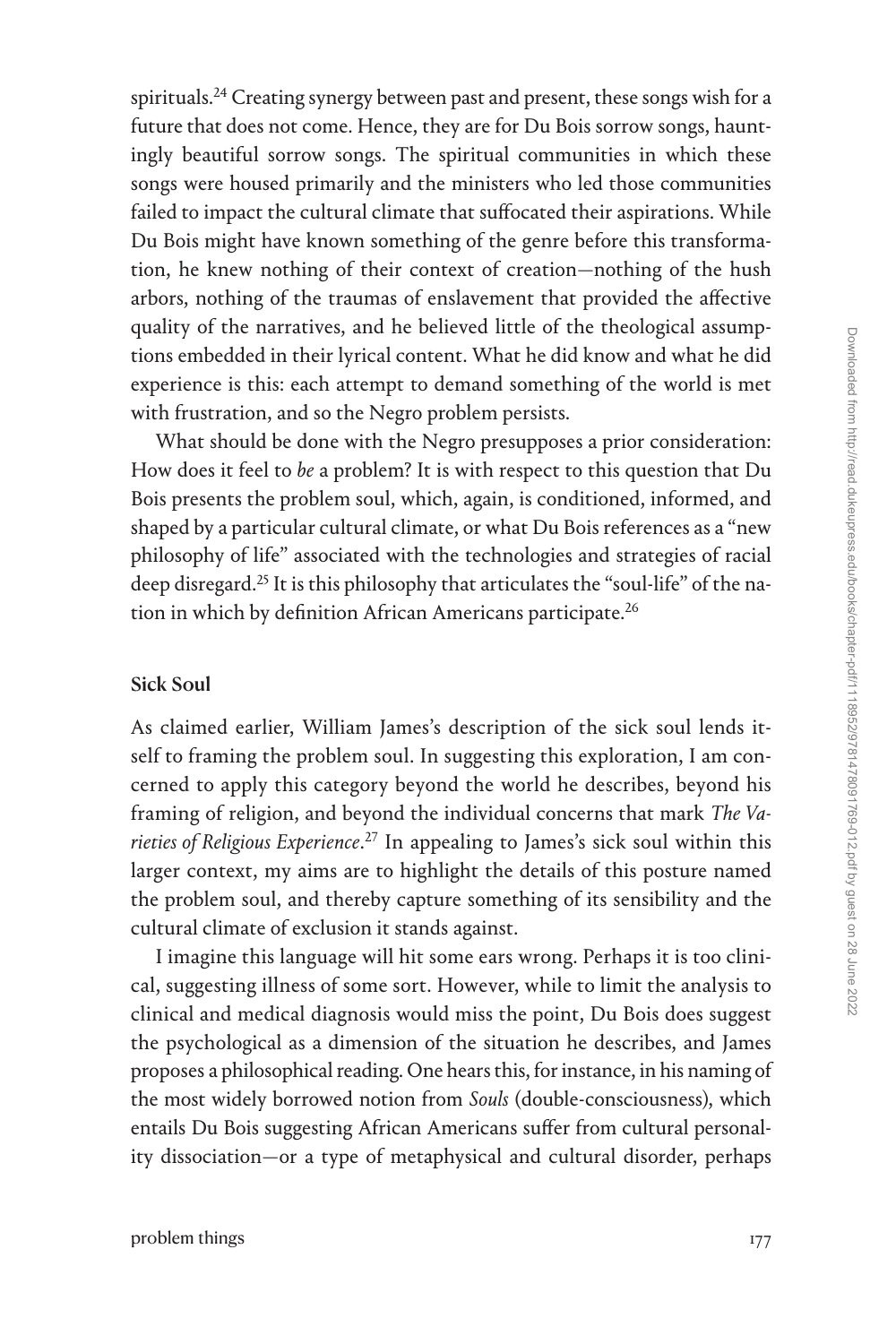spirituals.[24] Creating synergy between past and present, these songs wish for a future that does not come. Hence, they are for Du Bois sorrow songs, hauntingly beautiful sorrow songs. The spiritual communities in which these songs were housed primarily and the ministers who led those communities failed to impact the cultural climate that suffocated their aspirations. While Du Bois might have known something of the genre before this transformation, he knew nothing of their context of creation—nothing of the hush arbors, nothing of the traumas of enslavement that provided the affective quality of the narratives, and he believed little of the theological assumptions embedded in their lyrical content. What he did know and what he did experience is this: each attempt to demand something of the world is met with frustration, and so the Negro problem persists.

What should be done with the Negro presupposes a prior consideration: How does it feel to *be* a problem? It is with respect to this question that Du Bois presents the problem soul, which, again, is conditioned, informed, and shaped by a particular cultural climate, or what Du Bois references as a "new philosophy of life" associated with the technologies and strategies of racial deep disregard.[25] It is this philosophy that articulates the "soul-life" of the nation in which by definition African Americans participate.[26]

### Sick Soul

As claimed earlier, William James's description of the sick soul lends itself to framing the problem soul. In suggesting this exploration, I am concerned to apply this category beyond the world he describes, beyond his framing of religion, and beyond the individual concerns that mark *The Varieties of Religious Experience*.[27] In appealing to James's sick soul within this larger context, my aims are to highlight the details of this posture named the problem soul, and thereby capture something of its sensibility and the cultural climate of exclusion it stands against.

I imagine this language will hit some ears wrong. Perhaps it is too clinical, suggesting illness of some sort. However, while to limit the analysis to clinical and medical diagnosis would miss the point, Du Bois does suggest the psychological as a dimension of the situation he describes, and James proposes a philosophical reading. One hears this, for instance, in his naming of the most widely borrowed notion from *Souls* (double-consciousness), which entails Du Bois suggesting African Americans suffer from cultural personality dissociation—or a type of metaphysical and cultural disorder, perhaps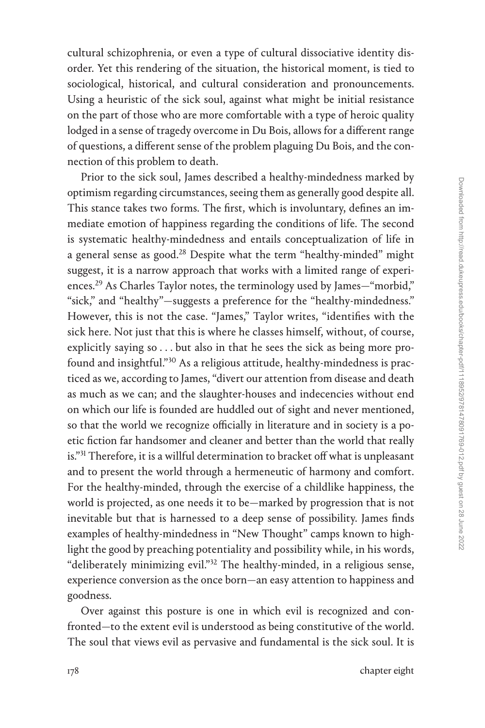cultural schizophrenia, or even a type of cultural dissociative identity disorder. Yet this rendering of the situation, the historical moment, is tied to sociological, historical, and cultural consideration and pronouncements. Using a heuristic of the sick soul, against what might be initial resistance on the part of those who are more comfortable with a type of heroic quality lodged in a sense of tragedy overcome in Du Bois, allows for a different range of questions, a different sense of the problem plaguing Du Bois, and the connection of this problem to death.

Prior to the sick soul, James described a healthy-mindedness marked by optimism regarding circumstances, seeing them as generally good despite all. This stance takes two forms. The first, which is involuntary, defines an immediate emotion of happiness regarding the conditions of life. The second is systematic healthy-mindedness and entails conceptualization of life in a general sense as good.[28] Despite what the term "healthy-minded" might suggest, it is a narrow approach that works with a limited range of experiences.[29] As Charles Taylor notes, the terminology used by James—"morbid," "sick," and "healthy"—suggests a preference for the "healthy-mindedness." However, this is not the case. "James," Taylor writes, "identifies with the sick here. Not just that this is where he classes himself, without, of course, explicitly saying so . . . but also in that he sees the sick as being more profound and insightful."[30] As a religious attitude, healthy-mindedness is practiced as we, according to James, "divert our attention from disease and death as much as we can; and the slaughter-houses and indecencies without end on which our life is founded are huddled out of sight and never mentioned, so that the world we recognize officially in literature and in society is a poetic fiction far handsomer and cleaner and better than the world that really is."[31] Therefore, it is a willful determination to bracket off what is unpleasant and to present the world through a hermeneutic of harmony and comfort. For the healthy-minded, through the exercise of a childlike happiness, the world is projected, as one needs it to be—marked by progression that is not inevitable but that is harnessed to a deep sense of possibility. James finds examples of healthy-mindedness in "New Thought" camps known to highlight the good by preaching potentiality and possibility while, in his words, "deliberately minimizing evil."[32] The healthy-minded, in a religious sense, experience conversion as the once born—an easy attention to happiness and goodness.

Over against this posture is one in which evil is recognized and confronted—to the extent evil is understood as being constitutive of the world. The soul that views evil as pervasive and fundamental is the sick soul. It is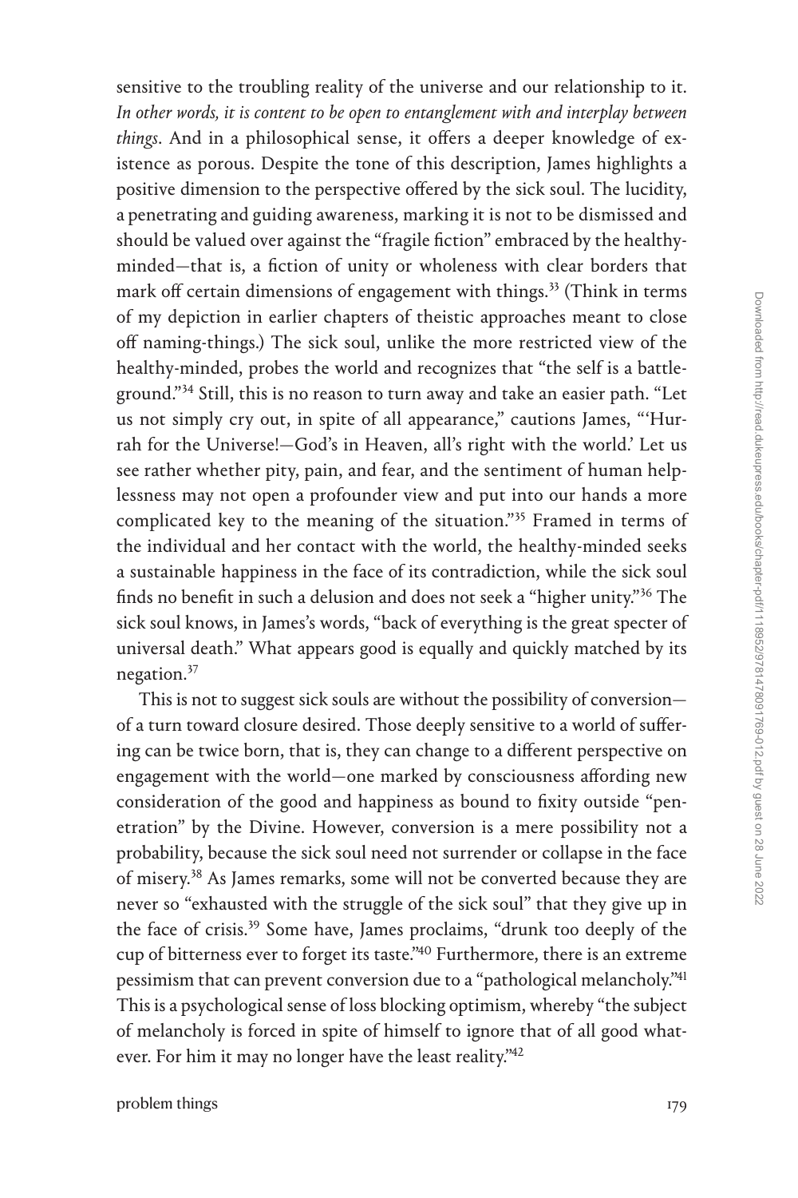sensitive to the troubling reality of the universe and our relationship to it. *In other words, it is content to be open to entanglement with and interplay between things*. And in a philosophical sense, it offers a deeper knowledge of existence as porous. Despite the tone of this description, James highlights a positive dimension to the perspective offered by the sick soul. The lucidity, a penetrating and guiding awareness, marking it is not to be dismissed and should be valued over against the "fragile fiction" embraced by the healthy-minded—that is, a fiction of unity or wholeness with clear borders that mark off certain dimensions of engagement with things.[33] (Think in terms of my depiction in earlier chapters of theistic approaches meant to close off naming-things.) The sick soul, unlike the more restricted view of the healthy-minded, probes the world and recognizes that "the self is a battleground."[34] Still, this is no reason to turn away and take an easier path. "Let us not simply cry out, in spite of all appearance," cautions James, "'Hurrah for the Universe!—God's in Heaven, all's right with the world.' Let us see rather whether pity, pain, and fear, and the sentiment of human helplessness may not open a profounder view and put into our hands a more complicated key to the meaning of the situation."[35] Framed in terms of the individual and her contact with the world, the healthy-minded seeks a sustainable happiness in the face of its contradiction, while the sick soul finds no benefit in such a delusion and does not seek a "higher unity."[36] The sick soul knows, in James's words, "back of everything is the great specter of universal death." What appears good is equally and quickly matched by its negation.[37]

This is not to suggest sick souls are without the possibility of conversion—of a turn toward closure desired. Those deeply sensitive to a world of suffering can be twice born, that is, they can change to a different perspective on engagement with the world—one marked by consciousness affording new consideration of the good and happiness as bound to fixity outside "penetration" by the Divine. However, conversion is a mere possibility not a probability, because the sick soul need not surrender or collapse in the face of misery.[38] As James remarks, some will not be converted because they are never so "exhausted with the struggle of the sick soul" that they give up in the face of crisis.[39] Some have, James proclaims, "drunk too deeply of the cup of bitterness ever to forget its taste."[40] Furthermore, there is an extreme pessimism that can prevent conversion due to a "pathological melancholy."[41] This is a psychological sense of loss blocking optimism, whereby "the subject of melancholy is forced in spite of himself to ignore that of all good whatever. For him it may no longer have the least reality."[42]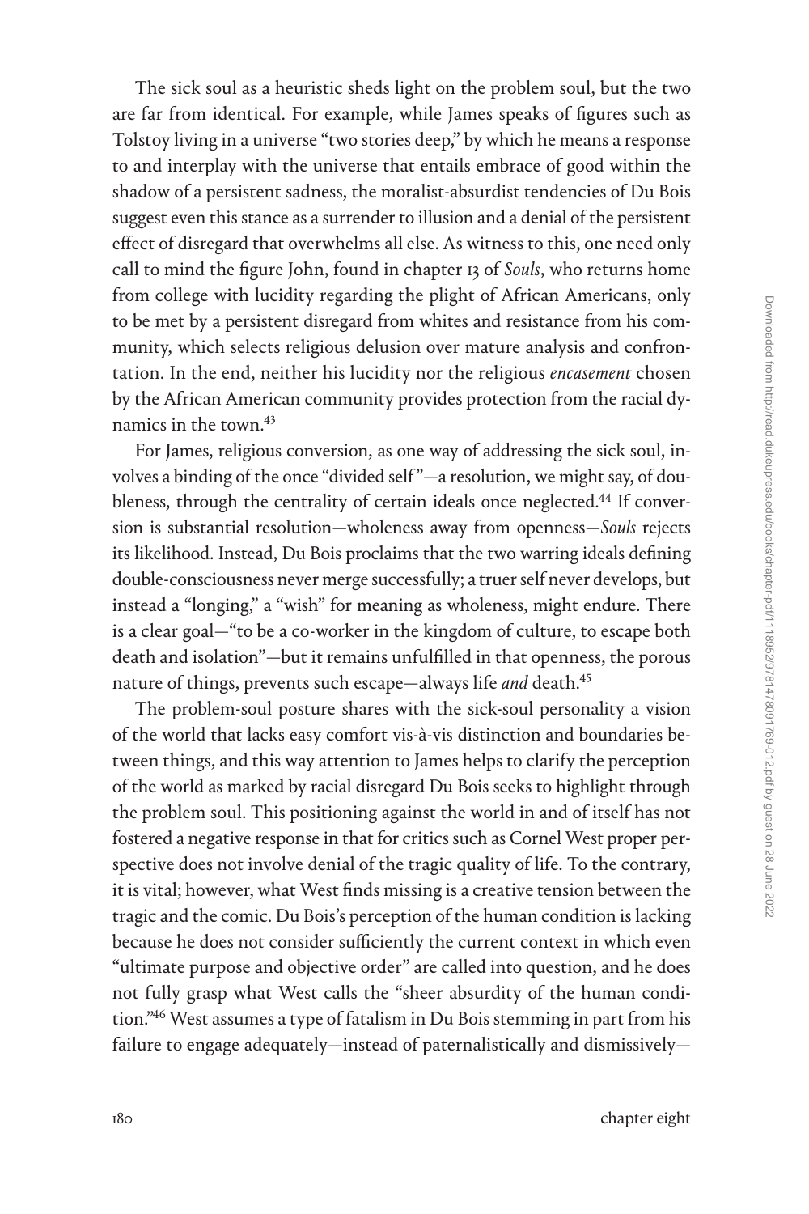The sick soul as a heuristic sheds light on the problem soul, but the two are far from identical. For example, while James speaks of figures such as Tolstoy living in a universe "two stories deep," by which he means a response to and interplay with the universe that entails embrace of good within the shadow of a persistent sadness, the moralist-absurdist tendencies of Du Bois suggest even this stance as a surrender to illusion and a denial of the persistent effect of disregard that overwhelms all else. As witness to this, one need only call to mind the figure John, found in chapter 13 of *Souls*, who returns home from college with lucidity regarding the plight of African Americans, only to be met by a persistent disregard from whites and resistance from his community, which selects religious delusion over mature analysis and confrontation. In the end, neither his lucidity nor the religious *encasement* chosen by the African American community provides protection from the racial dynamics in the town.[43]

For James, religious conversion, as one way of addressing the sick soul, involves a binding of the once "divided self"—a resolution, we might say, of doubleness, through the centrality of certain ideals once neglected.[44] If conversion is substantial resolution—wholeness away from openness—*Souls* rejects its likelihood. Instead, Du Bois proclaims that the two warring ideals defining double-consciousness never merge successfully; a truer self never develops, but instead a "longing," a "wish" for meaning as wholeness, might endure. There is a clear goal—"to be a co-worker in the kingdom of culture, to escape both death and isolation"—but it remains unfulfilled in that openness, the porous nature of things, prevents such escape—always life *and* death.[45]

The problem-soul posture shares with the sick-soul personality a vision of the world that lacks easy comfort vis-à-vis distinction and boundaries between things, and this way attention to James helps to clarify the perception of the world as marked by racial disregard Du Bois seeks to highlight through the problem soul. This positioning against the world in and of itself has not fostered a negative response in that for critics such as Cornel West proper perspective does not involve denial of the tragic quality of life. To the contrary, it is vital; however, what West finds missing is a creative tension between the tragic and the comic. Du Bois's perception of the human condition is lacking because he does not consider sufficiently the current context in which even "ultimate purpose and objective order" are called into question, and he does not fully grasp what West calls the "sheer absurdity of the human condition."[46] West assumes a type of fatalism in Du Bois stemming in part from his failure to engage adequately—instead of paternalistically and dismissively—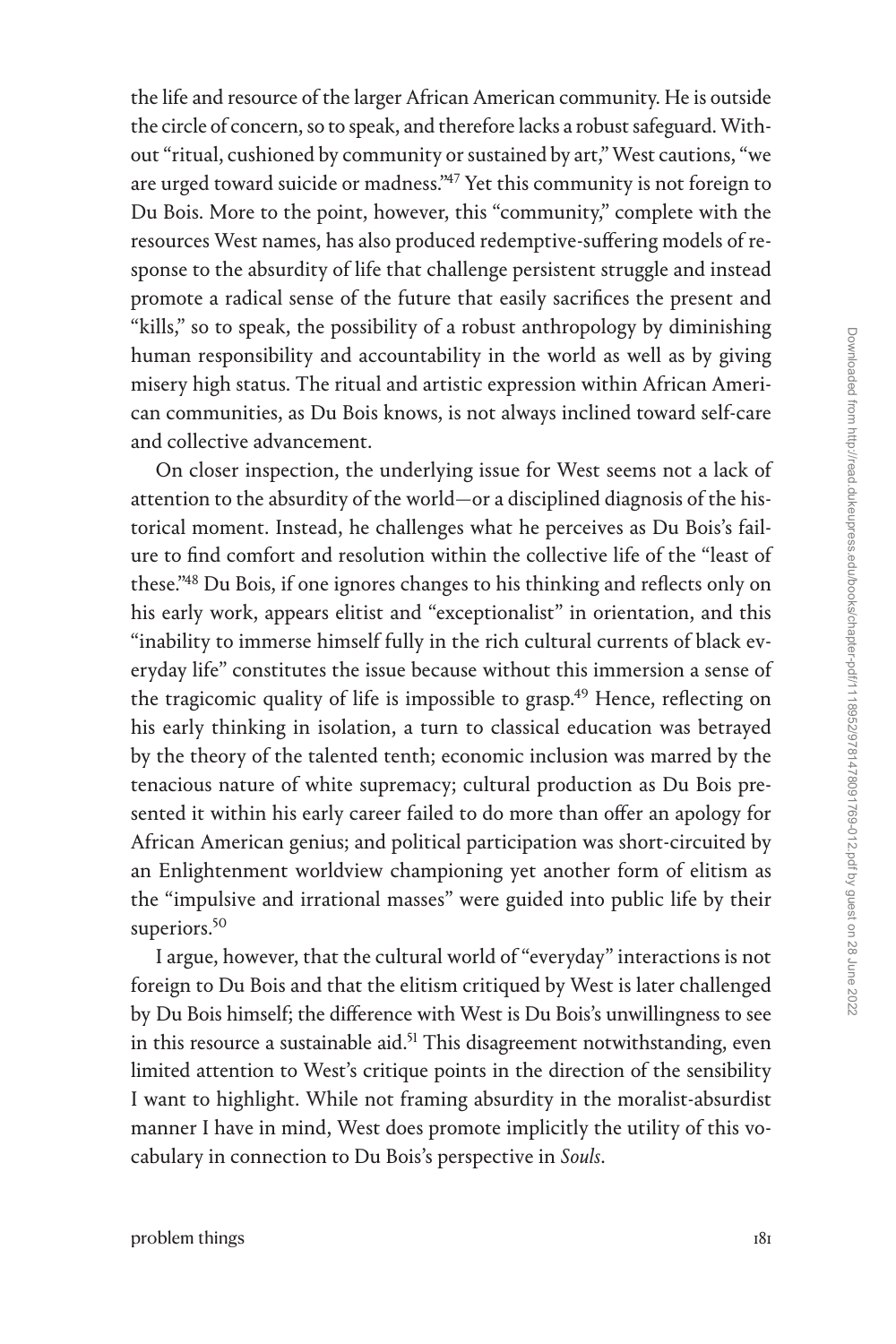the life and resource of the larger African American community. He is outside the circle of concern, so to speak, and therefore lacks a robust safeguard. Without "ritual, cushioned by community or sustained by art," West cautions, "we are urged toward suicide or madness."[47] Yet this community is not foreign to Du Bois. More to the point, however, this "community," complete with the resources West names, has also produced redemptive-suffering models of response to the absurdity of life that challenge persistent struggle and instead promote a radical sense of the future that easily sacrifices the present and "kills," so to speak, the possibility of a robust anthropology by diminishing human responsibility and accountability in the world as well as by giving misery high status. The ritual and artistic expression within African American communities, as Du Bois knows, is not always inclined toward self-care and collective advancement.

On closer inspection, the underlying issue for West seems not a lack of attention to the absurdity of the world—or a disciplined diagnosis of the historical moment. Instead, he challenges what he perceives as Du Bois's failure to find comfort and resolution within the collective life of the "least of these."[48] Du Bois, if one ignores changes to his thinking and reflects only on his early work, appears elitist and "exceptionalist" in orientation, and this "inability to immerse himself fully in the rich cultural currents of black everyday life" constitutes the issue because without this immersion a sense of the tragicomic quality of life is impossible to grasp.[49] Hence, reflecting on his early thinking in isolation, a turn to classical education was betrayed by the theory of the talented tenth; economic inclusion was marred by the tenacious nature of white supremacy; cultural production as Du Bois presented it within his early career failed to do more than offer an apology for African American genius; and political participation was short-circuited by an Enlightenment worldview championing yet another form of elitism as the "impulsive and irrational masses" were guided into public life by their superiors.[50]

I argue, however, that the cultural world of "everyday" interactions is not foreign to Du Bois and that the elitism critiqued by West is later challenged by Du Bois himself; the difference with West is Du Bois's unwillingness to see in this resource a sustainable aid.[51] This disagreement notwithstanding, even limited attention to West's critique points in the direction of the sensibility I want to highlight. While not framing absurdity in the moralist-absurdist manner I have in mind, West does promote implicitly the utility of this vocabulary in connection to Du Bois's perspective in *Souls*.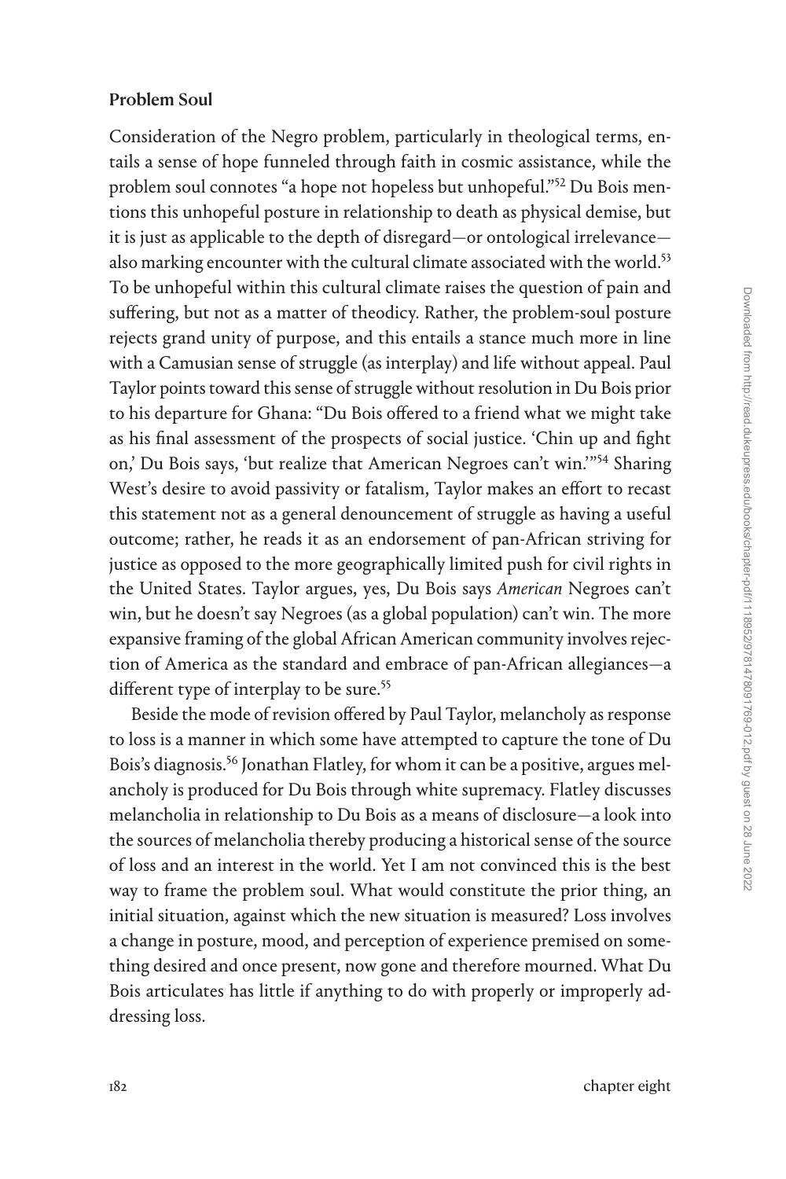### Problem Soul

Consideration of the Negro problem, particularly in theological terms, entails a sense of hope funneled through faith in cosmic assistance, while the problem soul connotes "a hope not hopeless but unhopeful."[52] Du Bois mentions this unhopeful posture in relationship to death as physical demise, but it is just as applicable to the depth of disregard—or ontological irrelevance—also marking encounter with the cultural climate associated with the world.[53] To be unhopeful within this cultural climate raises the question of pain and suffering, but not as a matter of theodicy. Rather, the problem-soul posture rejects grand unity of purpose, and this entails a stance much more in line with a Camusian sense of struggle (as interplay) and life without appeal. Paul Taylor points toward this sense of struggle without resolution in Du Bois prior to his departure for Ghana: "Du Bois offered to a friend what we might take as his final assessment of the prospects of social justice. 'Chin up and fight on,' Du Bois says, 'but realize that American Negroes can't win.'"[54] Sharing West's desire to avoid passivity or fatalism, Taylor makes an effort to recast this statement not as a general denouncement of struggle as having a useful outcome; rather, he reads it as an endorsement of pan-African striving for justice as opposed to the more geographically limited push for civil rights in the United States. Taylor argues, yes, Du Bois says *American* Negroes can't win, but he doesn't say Negroes (as a global population) can't win. The more expansive framing of the global African American community involves rejection of America as the standard and embrace of pan-African allegiances—a different type of interplay to be sure.[55]

Beside the mode of revision offered by Paul Taylor, melancholy as response to loss is a manner in which some have attempted to capture the tone of Du Bois's diagnosis.[56] Jonathan Flatley, for whom it can be a positive, argues melancholy is produced for Du Bois through white supremacy. Flatley discusses melancholia in relationship to Du Bois as a means of disclosure—a look into the sources of melancholia thereby producing a historical sense of the source of loss and an interest in the world. Yet I am not convinced this is the best way to frame the problem soul. What would constitute the prior thing, an initial situation, against which the new situation is measured? Loss involves a change in posture, mood, and perception of experience premised on something desired and once present, now gone and therefore mourned. What Du Bois articulates has little if anything to do with properly or improperly addressing loss.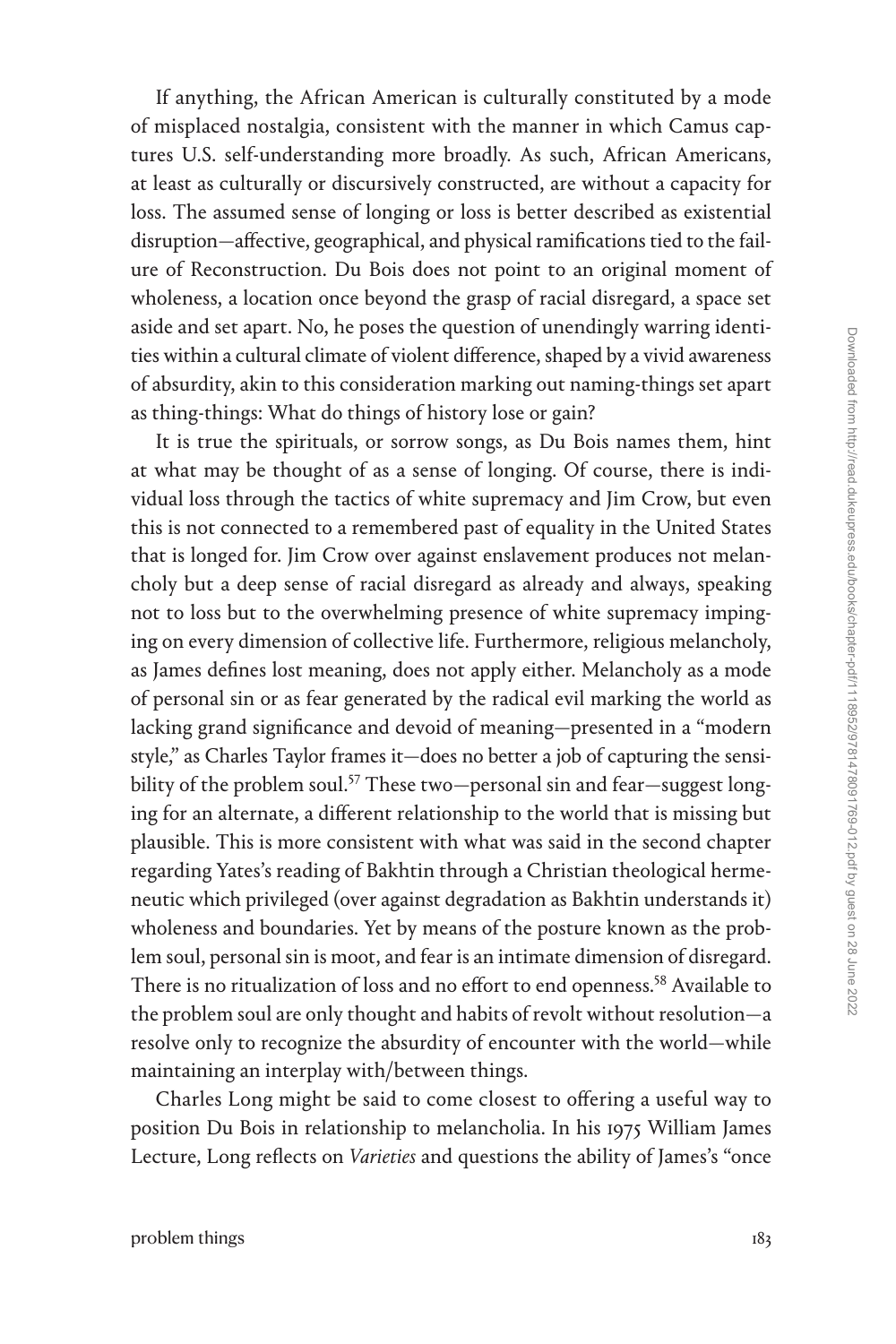If anything, the African American is culturally constituted by a mode of misplaced nostalgia, consistent with the manner in which Camus captures U.S. self-understanding more broadly. As such, African Americans, at least as culturally or discursively constructed, are without a capacity for loss. The assumed sense of longing or loss is better described as existential disruption—affective, geographical, and physical ramifications tied to the failure of Reconstruction. Du Bois does not point to an original moment of wholeness, a location once beyond the grasp of racial disregard, a space set aside and set apart. No, he poses the question of unendingly warring identities within a cultural climate of violent difference, shaped by a vivid awareness of absurdity, akin to this consideration marking out naming-things set apart as thing-things: What do things of history lose or gain?

It is true the spirituals, or sorrow songs, as Du Bois names them, hint at what may be thought of as a sense of longing. Of course, there is individual loss through the tactics of white supremacy and Jim Crow, but even this is not connected to a remembered past of equality in the United States that is longed for. Jim Crow over against enslavement produces not melancholy but a deep sense of racial disregard as already and always, speaking not to loss but to the overwhelming presence of white supremacy impinging on every dimension of collective life. Furthermore, religious melancholy, as James defines lost meaning, does not apply either. Melancholy as a mode of personal sin or as fear generated by the radical evil marking the world as lacking grand significance and devoid of meaning—presented in a "modern style," as Charles Taylor frames it—does no better a job of capturing the sensibility of the problem soul.[57] These two—personal sin and fear—suggest longing for an alternate, a different relationship to the world that is missing but plausible. This is more consistent with what was said in the second chapter regarding Yates's reading of Bakhtin through a Christian theological hermeneutic which privileged (over against degradation as Bakhtin understands it) wholeness and boundaries. Yet by means of the posture known as the problem soul, personal sin is moot, and fear is an intimate dimension of disregard. There is no ritualization of loss and no effort to end openness.[58] Available to the problem soul are only thought and habits of revolt without resolution—a resolve only to recognize the absurdity of encounter with the world—while maintaining an interplay with/between things.

Charles Long might be said to come closest to offering a useful way to position Du Bois in relationship to melancholia. In his 1975 William James Lecture, Long reflects on *Varieties* and questions the ability of James's "once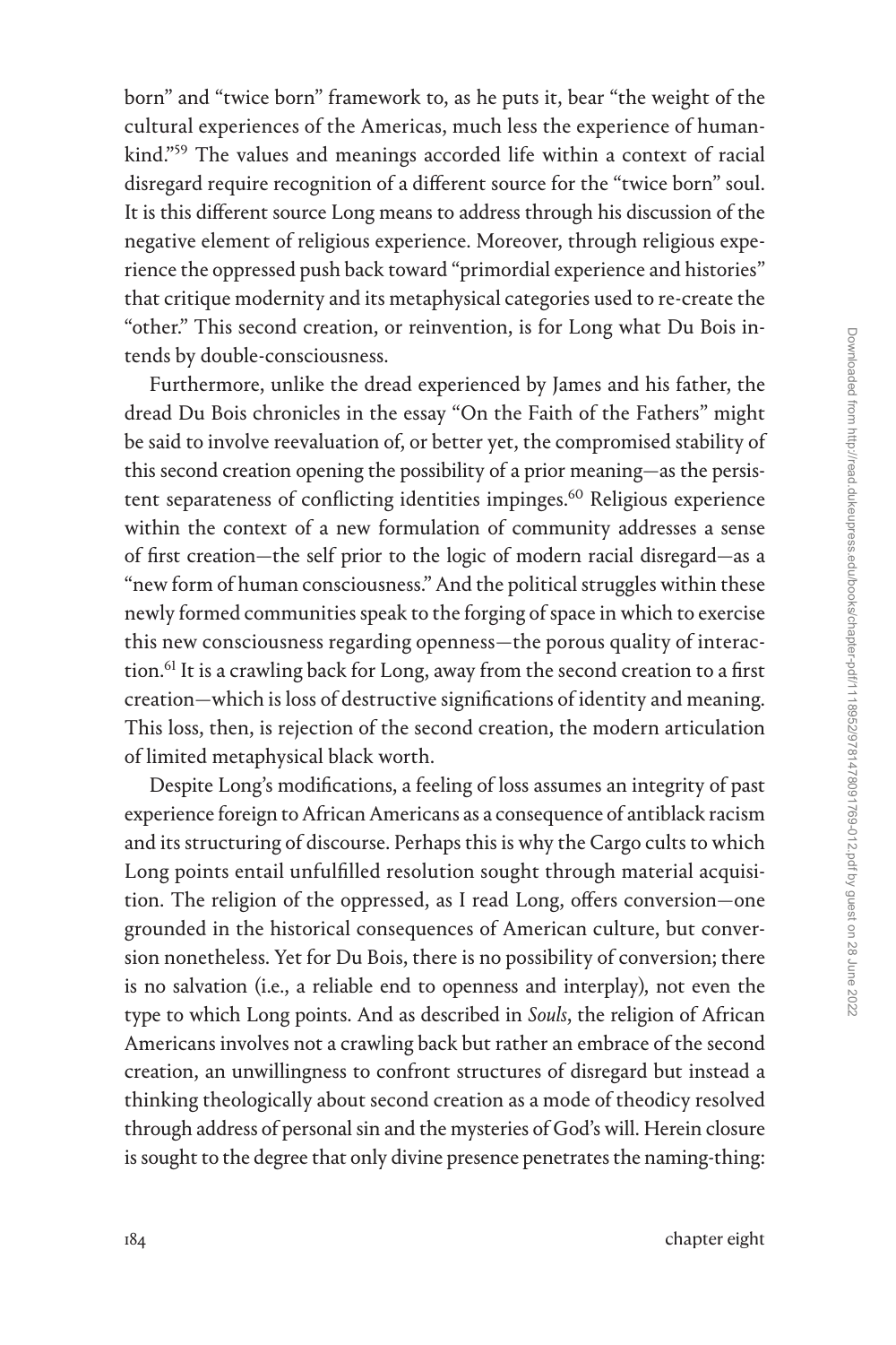born" and "twice born" framework to, as he puts it, bear "the weight of the cultural experiences of the Americas, much less the experience of humankind."[59] The values and meanings accorded life within a context of racial disregard require recognition of a different source for the "twice born" soul. It is this different source Long means to address through his discussion of the negative element of religious experience. Moreover, through religious experience the oppressed push back toward "primordial experience and histories" that critique modernity and its metaphysical categories used to re-create the "other." This second creation, or reinvention, is for Long what Du Bois intends by double-consciousness.

Furthermore, unlike the dread experienced by James and his father, the dread Du Bois chronicles in the essay "On the Faith of the Fathers" might be said to involve reevaluation of, or better yet, the compromised stability of this second creation opening the possibility of a prior meaning—as the persistent separateness of conflicting identities impinges.[60] Religious experience within the context of a new formulation of community addresses a sense of first creation—the self prior to the logic of modern racial disregard—as a "new form of human consciousness." And the political struggles within these newly formed communities speak to the forging of space in which to exercise this new consciousness regarding openness—the porous quality of interaction.[61] It is a crawling back for Long, away from the second creation to a first creation—which is loss of destructive significations of identity and meaning. This loss, then, is rejection of the second creation, the modern articulation of limited metaphysical black worth.

Despite Long's modifications, a feeling of loss assumes an integrity of past experience foreign to African Americans as a consequence of antiblack racism and its structuring of discourse. Perhaps this is why the Cargo cults to which Long points entail unfulfilled resolution sought through material acquisition. The religion of the oppressed, as I read Long, offers conversion—one grounded in the historical consequences of American culture, but conversion nonetheless. Yet for Du Bois, there is no possibility of conversion; there is no salvation (i.e., a reliable end to openness and interplay), not even the type to which Long points. And as described in *Souls*, the religion of African Americans involves not a crawling back but rather an embrace of the second creation, an unwillingness to confront structures of disregard but instead a thinking theologically about second creation as a mode of theodicy resolved through address of personal sin and the mysteries of God's will. Herein closure is sought to the degree that only divine presence penetrates the naming-thing: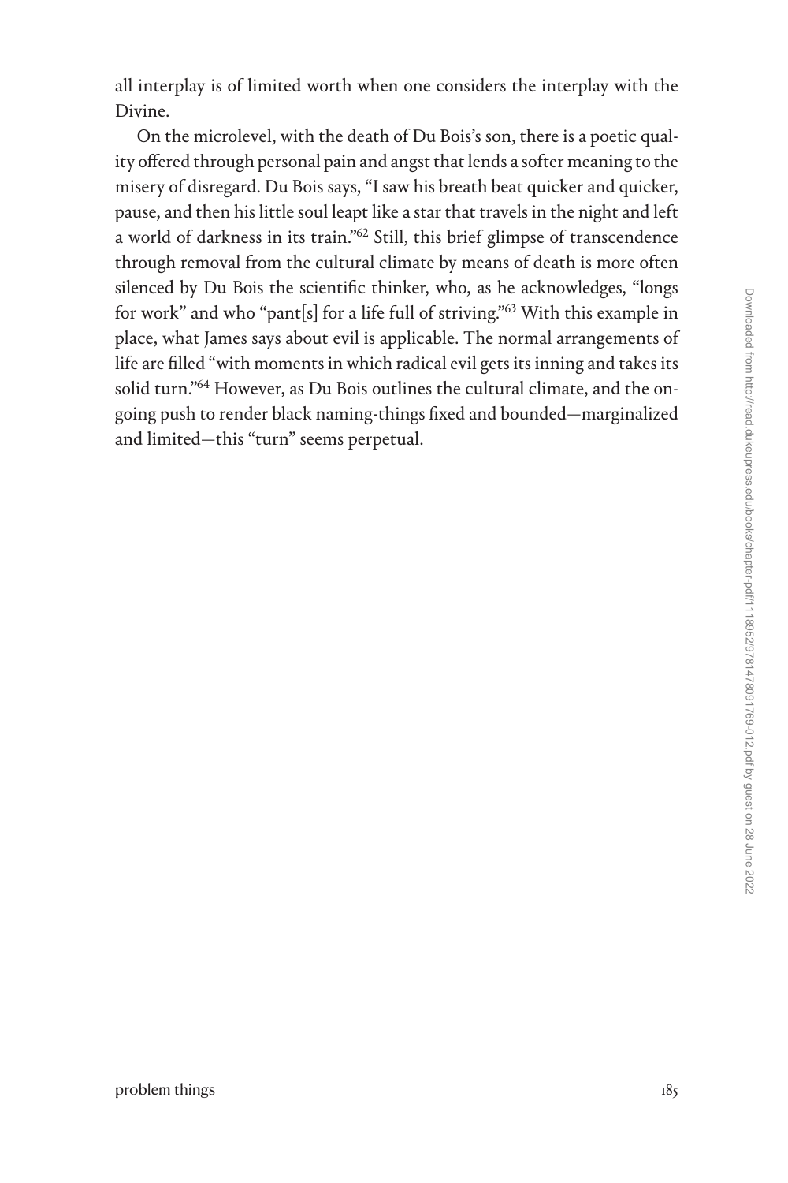all interplay is of limited worth when one considers the interplay with the Divine.

On the microlevel, with the death of Du Bois's son, there is a poetic quality offered through personal pain and angst that lends a softer meaning to the misery of disregard. Du Bois says, "I saw his breath beat quicker and quicker, pause, and then his little soul leapt like a star that travels in the night and left a world of darkness in its train."[62] Still, this brief glimpse of transcendence through removal from the cultural climate by means of death is more often silenced by Du Bois the scientific thinker, who, as he acknowledges, "longs for work" and who "pant[s] for a life full of striving."[63] With this example in place, what James says about evil is applicable. The normal arrangements of life are filled "with moments in which radical evil gets its inning and takes its solid turn."[64] However, as Du Bois outlines the cultural climate, and the ongoing push to render black naming-things fixed and bounded—marginalized and limited—this "turn" seems perpetual.